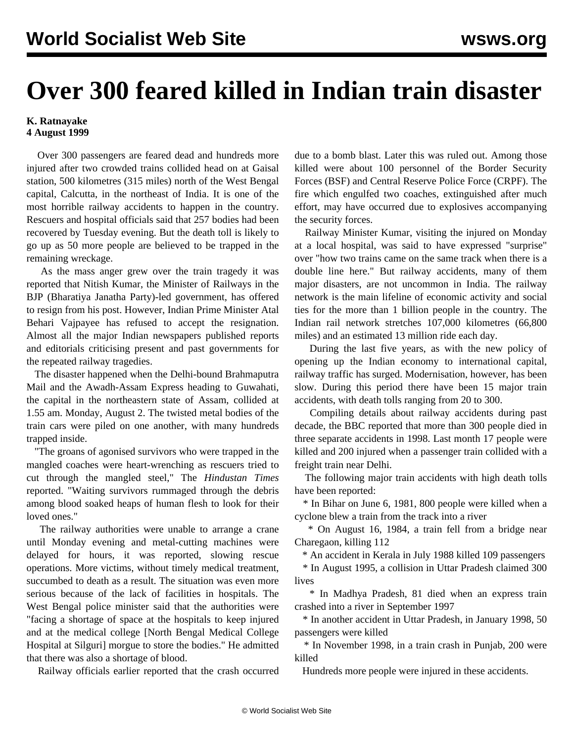# Over 300 feared killed in Indian train disaster

**K. Ratnayake**
**4 August 1999**

Over 300 passengers are feared dead and hundreds more injured after two crowded trains collided head on at Gaisal station, 500 kilometres (315 miles) north of the West Bengal capital, Calcutta, in the northeast of India. It is one of the most horrible railway accidents to happen in the country. Rescuers and hospital officials said that 257 bodies had been recovered by Tuesday evening. But the death toll is likely to go up as 50 more people are believed to be trapped in the remaining wreckage.

As the mass anger grew over the train tragedy it was reported that Nitish Kumar, the Minister of Railways in the BJP (Bharatiya Janatha Party)-led government, has offered to resign from his post. However, Indian Prime Minister Atal Behari Vajpayee has refused to accept the resignation. Almost all the major Indian newspapers published reports and editorials criticising present and past governments for the repeated railway tragedies.

The disaster happened when the Delhi-bound Brahmaputra Mail and the Awadh-Assam Express heading to Guwahati, the capital in the northeastern state of Assam, collided at 1.55 am. Monday, August 2. The twisted metal bodies of the train cars were piled on one another, with many hundreds trapped inside.

"The groans of agonised survivors who were trapped in the mangled coaches were heart-wrenching as rescuers tried to cut through the mangled steel," The *Hindustan Times* reported. "Waiting survivors rummaged through the debris among blood soaked heaps of human flesh to look for their loved ones."

The railway authorities were unable to arrange a crane until Monday evening and metal-cutting machines were delayed for hours, it was reported, slowing rescue operations. More victims, without timely medical treatment, succumbed to death as a result. The situation was even more serious because of the lack of facilities in hospitals. The West Bengal police minister said that the authorities were "facing a shortage of space at the hospitals to keep injured and at the medical college [North Bengal Medical College Hospital at Silguri] morgue to store the bodies." He admitted that there was also a shortage of blood.

Railway officials earlier reported that the crash occurred due to a bomb blast. Later this was ruled out. Among those killed were about 100 personnel of the Border Security Forces (BSF) and Central Reserve Police Force (CRPF). The fire which engulfed two coaches, extinguished after much effort, may have occurred due to explosives accompanying the security forces.

Railway Minister Kumar, visiting the injured on Monday at a local hospital, was said to have expressed "surprise" over "how two trains came on the same track when there is a double line here." But railway accidents, many of them major disasters, are not uncommon in India. The railway network is the main lifeline of economic activity and social ties for the more than 1 billion people in the country. The Indian rail network stretches 107,000 kilometres (66,800 miles) and an estimated 13 million ride each day.

During the last five years, as with the new policy of opening up the Indian economy to international capital, railway traffic has surged. Modernisation, however, has been slow. During this period there have been 15 major train accidents, with death tolls ranging from 20 to 300.

Compiling details about railway accidents during past decade, the BBC reported that more than 300 people died in three separate accidents in 1998. Last month 17 people were killed and 200 injured when a passenger train collided with a freight train near Delhi.

The following major train accidents with high death tolls have been reported:

* In Bihar on June 6, 1981, 800 people were killed when a cyclone blew a train from the track into a river
* On August 16, 1984, a train fell from a bridge near Charegaon, killing 112
* An accident in Kerala in July 1988 killed 109 passengers
* In August 1995, a collision in Uttar Pradesh claimed 300 lives
* In Madhya Pradesh, 81 died when an express train crashed into a river in September 1997
* In another accident in Uttar Pradesh, in January 1998, 50 passengers were killed
* In November 1998, in a train crash in Punjab, 200 were killed

Hundreds more people were injured in these accidents.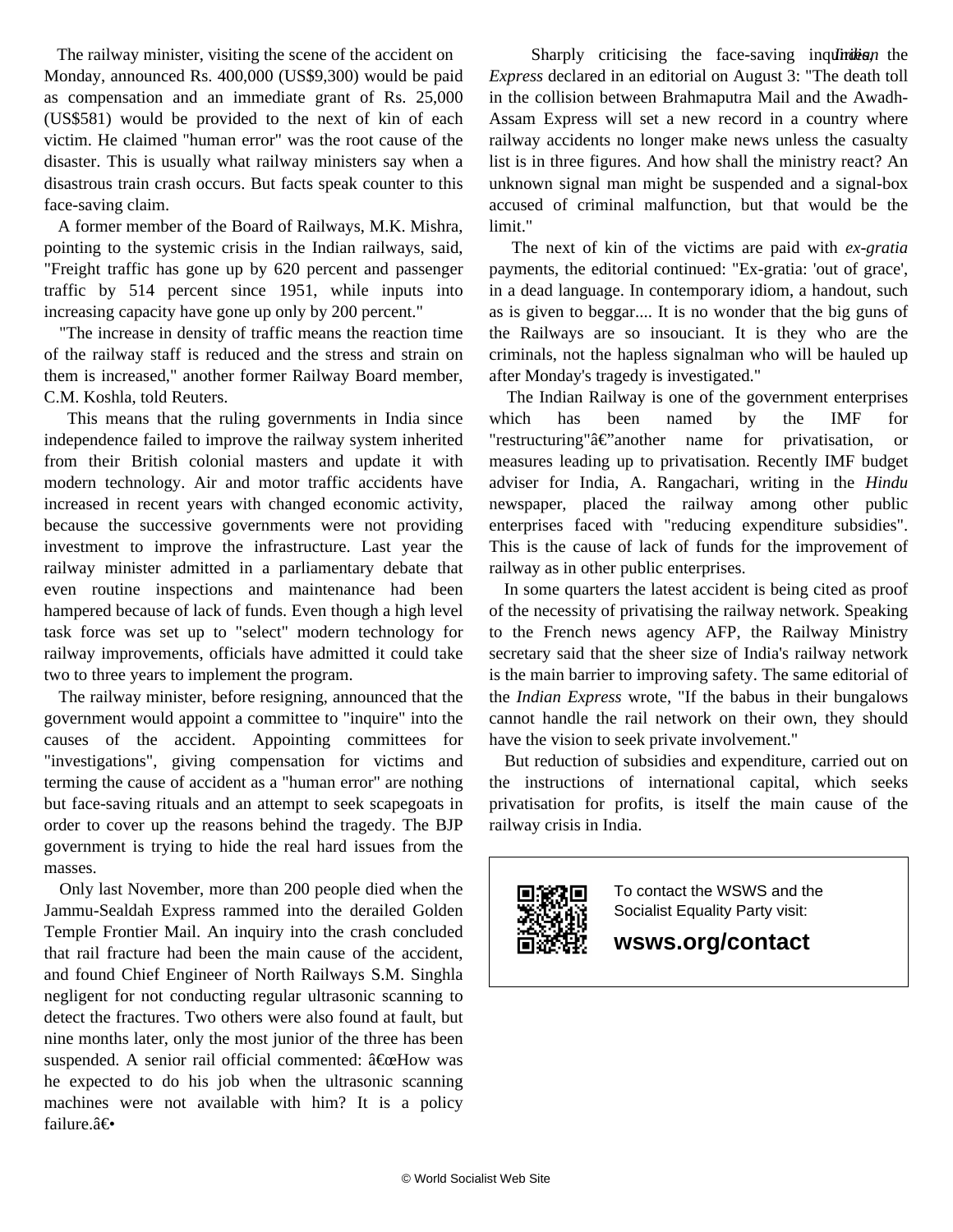The railway minister, visiting the scene of the accident on Monday, announced Rs. 400,000 (US$9,300) would be paid as compensation and an immediate grant of Rs. 25,000 (US$581) would be provided to the next of kin of each victim. He claimed "human error" was the root cause of the disaster. This is usually what railway ministers say when a disastrous train crash occurs. But facts speak counter to this face-saving claim.

A former member of the Board of Railways, M.K. Mishra, pointing to the systemic crisis in the Indian railways, said, "Freight traffic has gone up by 620 percent and passenger traffic by 514 percent since 1951, while inputs into increasing capacity have gone up only by 200 percent."

"The increase in density of traffic means the reaction time of the railway staff is reduced and the stress and strain on them is increased," another former Railway Board member, C.M. Koshla, told Reuters.

This means that the ruling governments in India since independence failed to improve the railway system inherited from their British colonial masters and update it with modern technology. Air and motor traffic accidents have increased in recent years with changed economic activity, because the successive governments were not providing investment to improve the infrastructure. Last year the railway minister admitted in a parliamentary debate that even routine inspections and maintenance had been hampered because of lack of funds. Even though a high level task force was set up to "select" modern technology for railway improvements, officials have admitted it could take two to three years to implement the program.

The railway minister, before resigning, announced that the government would appoint a committee to "inquire" into the causes of the accident. Appointing committees for "investigations", giving compensation for victims and terming the cause of accident as a "human error" are nothing but face-saving rituals and an attempt to seek scapegoats in order to cover up the reasons behind the tragedy. The BJP government is trying to hide the real hard issues from the masses.

Only last November, more than 200 people died when the Jammu-Sealdah Express rammed into the derailed Golden Temple Frontier Mail. An inquiry into the crash concluded that rail fracture had been the main cause of the accident, and found Chief Engineer of North Railways S.M. Singhla negligent for not conducting regular ultrasonic scanning to detect the fractures. Two others were also found at fault, but nine months later, only the most junior of the three has been suspended. A senior rail official commented: â€œHow was he expected to do his job when the ultrasonic scanning machines were not available with him? It is a policy failure.â€•

Sharply criticising the face-saving inquiries, the *Indian Express* declared in an editorial on August 3: "The death toll in the collision between Brahmaputra Mail and the Awadh-Assam Express will set a new record in a country where railway accidents no longer make news unless the casualty list is in three figures. And how shall the ministry react? An unknown signal man might be suspended and a signal-box accused of criminal malfunction, but that would be the limit."

The next of kin of the victims are paid with *ex-gratia* payments, the editorial continued: "Ex-gratia: 'out of grace', in a dead language. In contemporary idiom, a handout, such as is given to beggar.... It is no wonder that the big guns of the Railways are so insouciant. It is they who are the criminals, not the hapless signalman who will be hauled up after Monday's tragedy is investigated."

The Indian Railway is one of the government enterprises which has been named by the IMF for "restructuring"â€”another name for privatisation, or measures leading up to privatisation. Recently IMF budget adviser for India, A. Rangachari, writing in the *Hindu* newspaper, placed the railway among other public enterprises faced with "reducing expenditure subsidies". This is the cause of lack of funds for the improvement of railway as in other public enterprises.

In some quarters the latest accident is being cited as proof of the necessity of privatising the railway network. Speaking to the French news agency AFP, the Railway Ministry secretary said that the sheer size of India's railway network is the main barrier to improving safety. The same editorial of the *Indian Express* wrote, "If the babus in their bungalows cannot handle the rail network on their own, they should have the vision to seek private involvement."

But reduction of subsidies and expenditure, carried out on the instructions of international capital, which seeks privatisation for profits, is itself the main cause of the railway crisis in India.

To contact the WSWS and the Socialist Equality Party visit:

**wsws.org/contact**